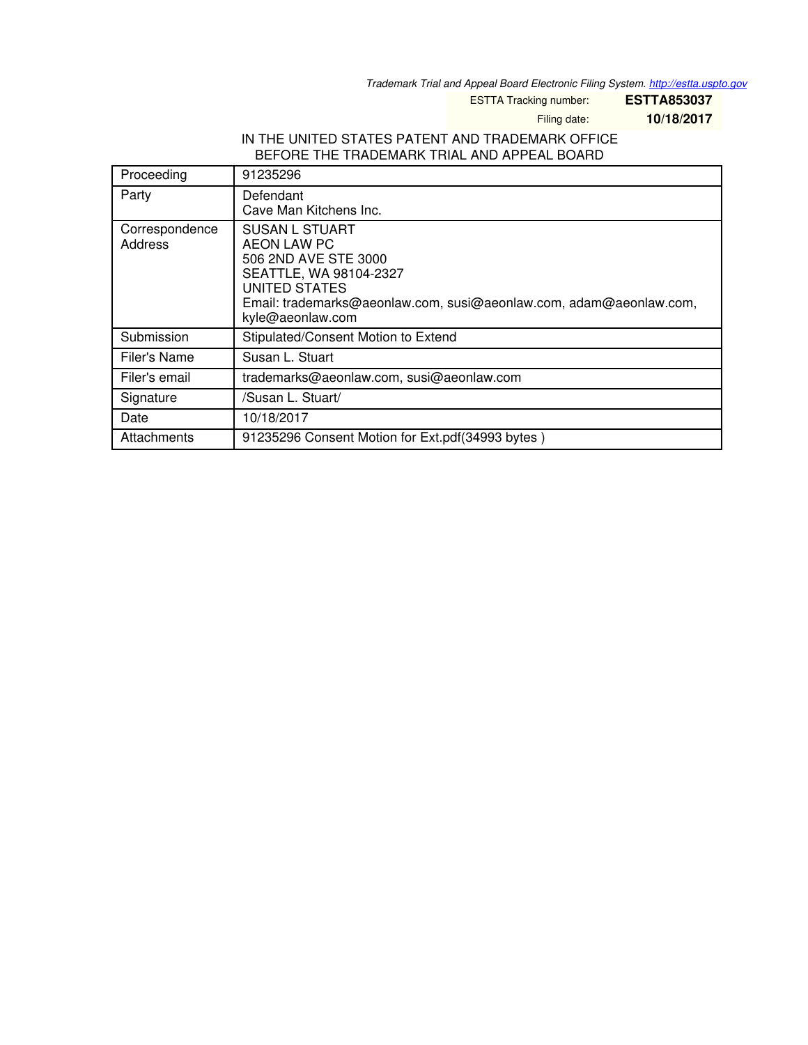Trademark Trial and Appeal Board Electronic Filing System. http://estta.uspto.gov

ESTTA Tracking number: **ESTTA853037**

Filing date: **10/18/2017**

IN THE UNITED STATES PATENT AND TRADEMARK OFFICE
BEFORE THE TRADEMARK TRIAL AND APPEAL BOARD

| Proceeding | 91235296 |
|---|---|
| Party | Defendant<br>Cave Man Kitchens Inc. |
| Correspondence Address | SUSAN L STUART<br>AEON LAW PC<br>506 2ND AVE STE 3000<br>SEATTLE, WA 98104-2327<br>UNITED STATES<br>Email: trademarks@aeonlaw.com, susi@aeonlaw.com, adam@aeonlaw.com, kyle@aeonlaw.com |
| Submission | Stipulated/Consent Motion to Extend |
| Filer's Name | Susan L. Stuart |
| Filer's email | trademarks@aeonlaw.com, susi@aeonlaw.com |
| Signature | /Susan L. Stuart/ |
| Date | 10/18/2017 |
| Attachments | 91235296 Consent Motion for Ext.pdf(34993 bytes ) |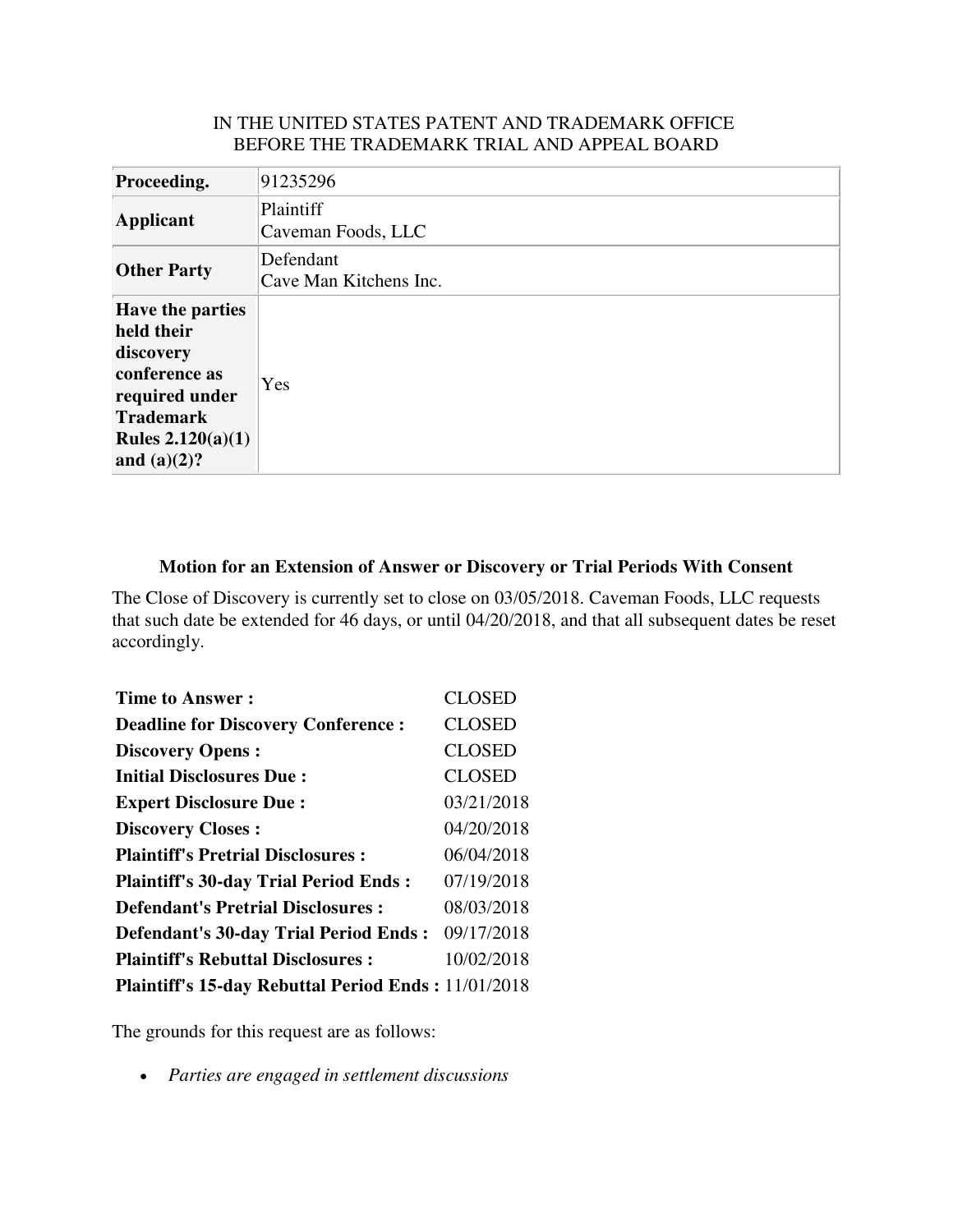IN THE UNITED STATES PATENT AND TRADEMARK OFFICE
BEFORE THE TRADEMARK TRIAL AND APPEAL BOARD

| | |
|---|---|
| **Proceeding.** | 91235296 |
| **Applicant** | Plaintiff<br>Caveman Foods, LLC |
| **Other Party** | Defendant<br>Cave Man Kitchens Inc. |
| **Have the parties held their discovery conference as required under Trademark Rules 2.120(a)(1) and (a)(2)?** | Yes |

### Motion for an Extension of Answer or Discovery or Trial Periods With Consent

The Close of Discovery is currently set to close on 03/05/2018. Caveman Foods, LLC requests that such date be extended for 46 days, or until 04/20/2018, and that all subsequent dates be reset accordingly.

| | |
|---|---|
| **Time to Answer :** | CLOSED |
| **Deadline for Discovery Conference :** | CLOSED |
| **Discovery Opens :** | CLOSED |
| **Initial Disclosures Due :** | CLOSED |
| **Expert Disclosure Due :** | 03/21/2018 |
| **Discovery Closes :** | 04/20/2018 |
| **Plaintiff's Pretrial Disclosures :** | 06/04/2018 |
| **Plaintiff's 30-day Trial Period Ends :** | 07/19/2018 |
| **Defendant's Pretrial Disclosures :** | 08/03/2018 |
| **Defendant's 30-day Trial Period Ends :** | 09/17/2018 |
| **Plaintiff's Rebuttal Disclosures :** | 10/02/2018 |
| **Plaintiff's 15-day Rebuttal Period Ends :** | 11/01/2018 |

The grounds for this request are as follows:

- *Parties are engaged in settlement discussions*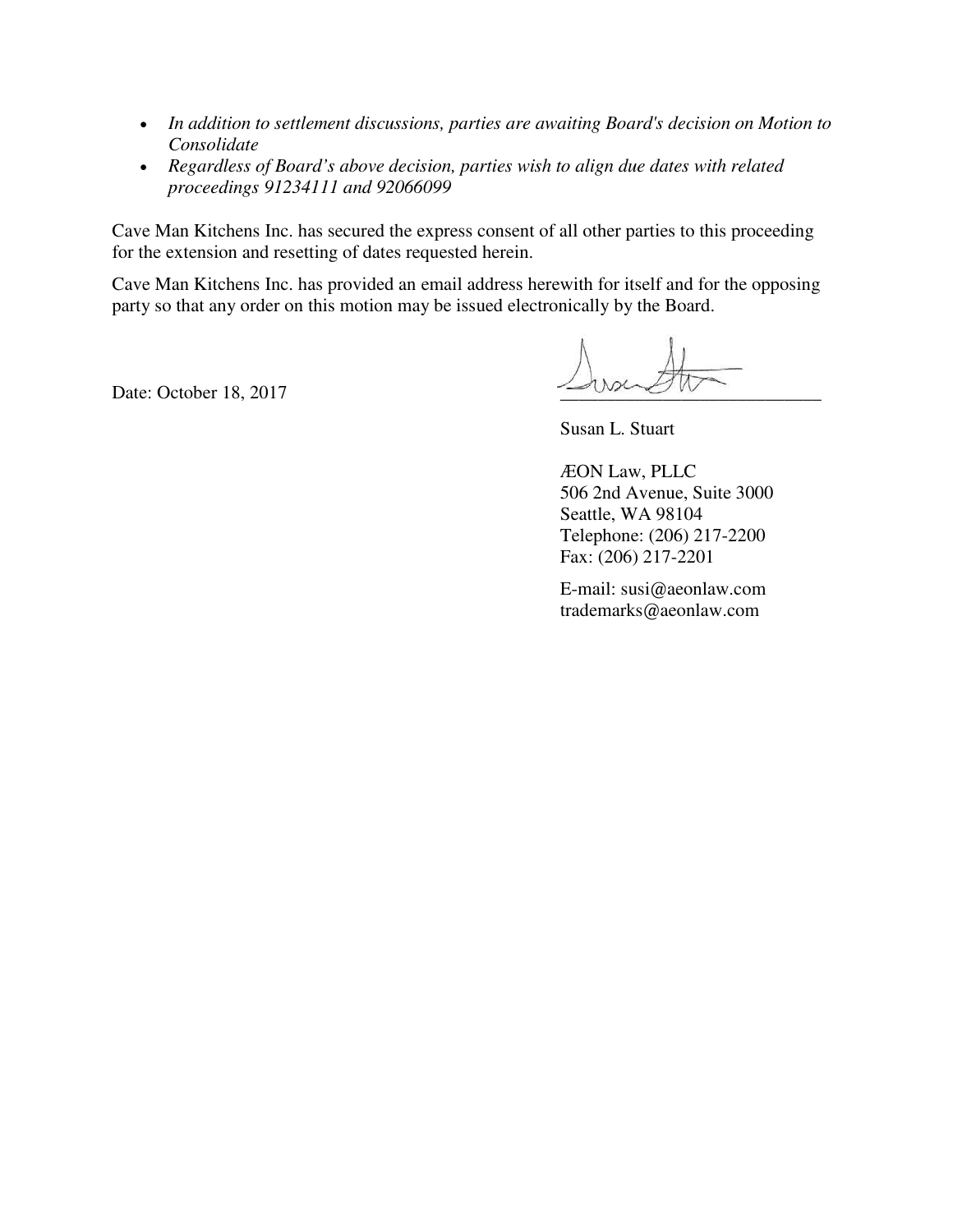- *In addition to settlement discussions, parties are awaiting Board's decision on Motion to Consolidate*
- *Regardless of Board's above decision, parties wish to align due dates with related proceedings 91234111 and 92066099*

Cave Man Kitchens Inc. has secured the express consent of all other parties to this proceeding for the extension and resetting of dates requested herein.

Cave Man Kitchens Inc. has provided an email address herewith for itself and for the opposing party so that any order on this motion may be issued electronically by the Board.

Date: October 18, 2017

\_\_\_\_\_\_\_\_\_\_\_\_\_\_\_\_\_\_\_\_\_\_\_\_\_\_\_\_

Susan L. Stuart

ÆON Law, PLLC
506 2nd Avenue, Suite 3000
Seattle, WA 98104
Telephone: (206) 217-2200
Fax: (206) 217-2201

E-mail: susi@aeonlaw.com
trademarks@aeonlaw.com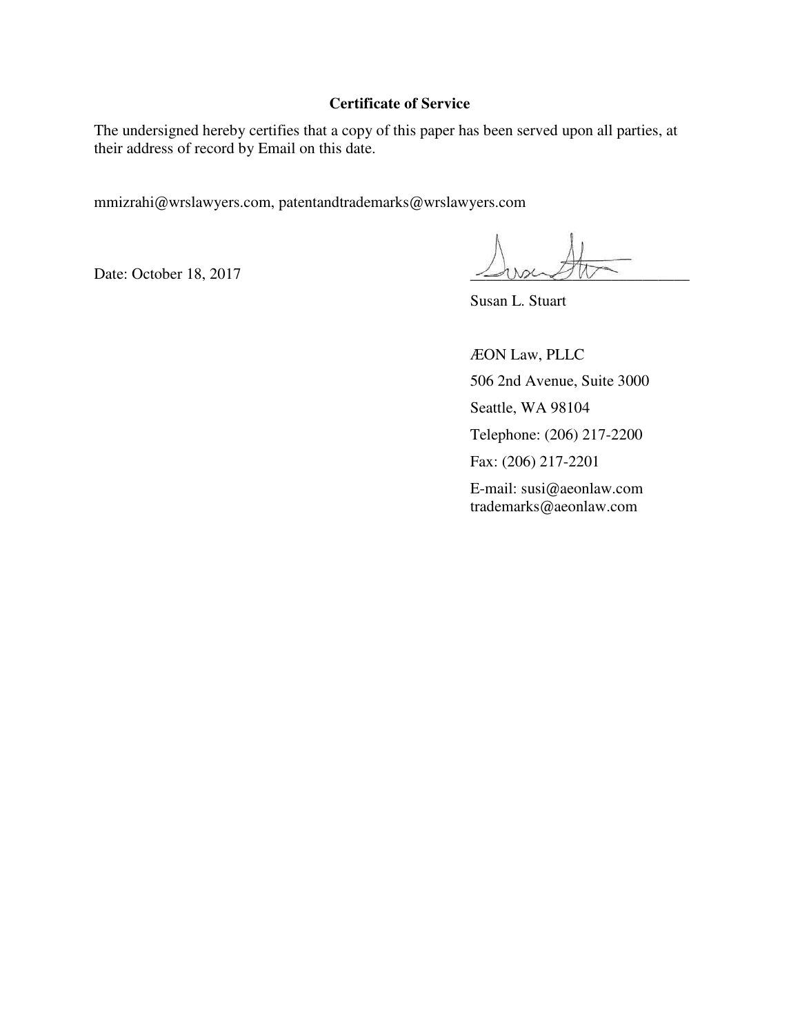**Certificate of Service**

The undersigned hereby certifies that a copy of this paper has been served upon all parties, at their address of record by Email on this date.

mmizrahi@wrslawyers.com, patentandtrademarks@wrslawyers.com

Date: October 18, 2017

Susan L. Stuart

ÆON Law, PLLC

506 2nd Avenue, Suite 3000

Seattle, WA 98104

Telephone: (206) 217-2200

Fax: (206) 217-2201

E-mail: susi@aeonlaw.com
trademarks@aeonlaw.com